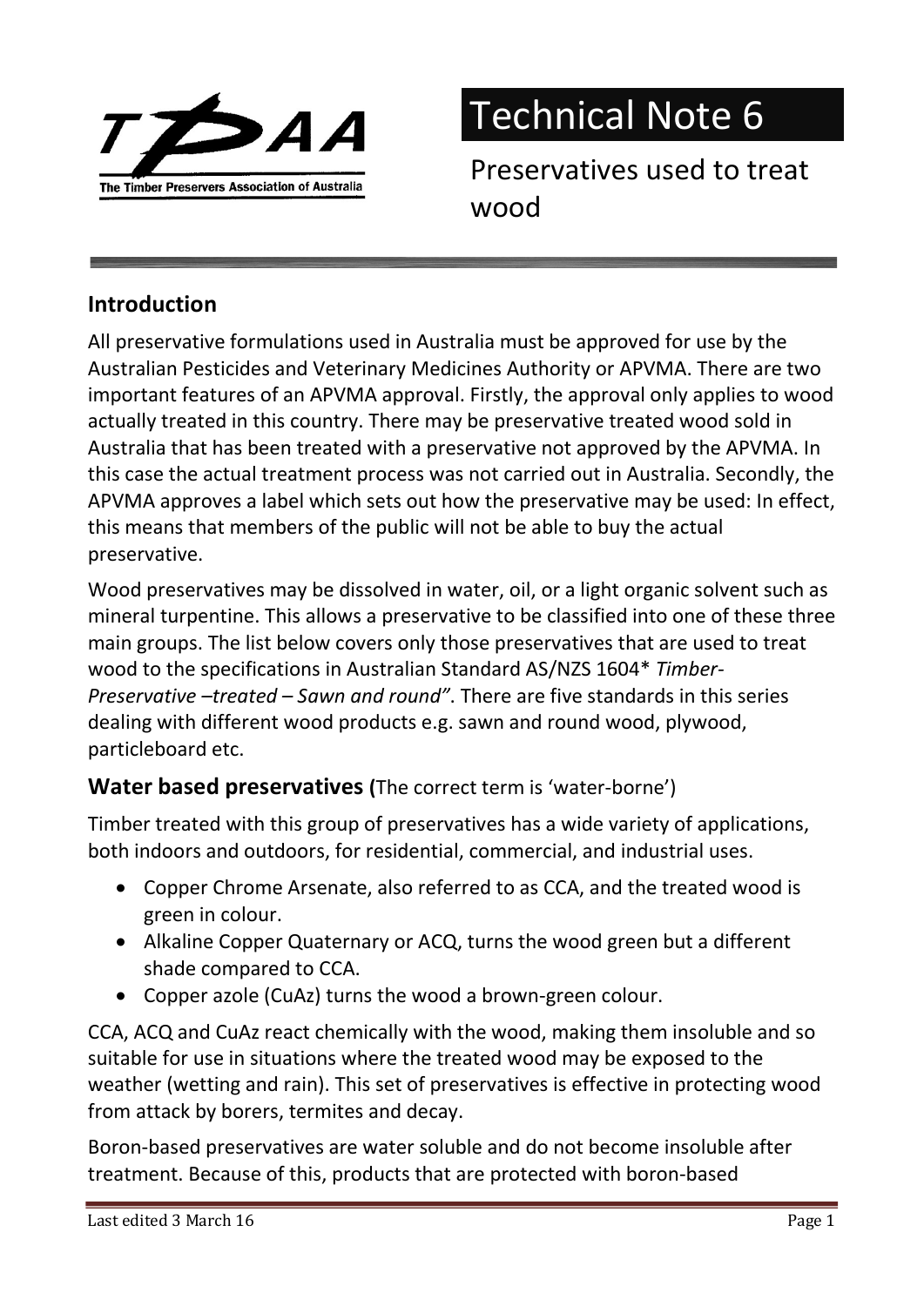TPAA

The Timber Preservers Association of Australia

# Technical Note 6

Preservatives used to treat wood

## Introduction

All preservative formulations used in Australia must be approved for use by the Australian Pesticides and Veterinary Medicines Authority or APVMA. There are two important features of an APVMA approval. Firstly, the approval only applies to wood actually treated in this country. There may be preservative treated wood sold in Australia that has been treated with a preservative not approved by the APVMA. In this case the actual treatment process was not carried out in Australia. Secondly, the APVMA approves a label which sets out how the preservative may be used: In effect, this means that members of the public will not be able to buy the actual preservative.

Wood preservatives may be dissolved in water, oil, or a light organic solvent such as mineral turpentine. This allows a preservative to be classified into one of these three main groups. The list below covers only those preservatives that are used to treat wood to the specifications in Australian Standard AS/NZS 1604* *Timber-Preservative –treated – Sawn and round"*. There are five standards in this series dealing with different wood products e.g. sawn and round wood, plywood, particleboard etc.

## Water based preservatives (The correct term is 'water-borne')

Timber treated with this group of preservatives has a wide variety of applications, both indoors and outdoors, for residential, commercial, and industrial uses.

- Copper Chrome Arsenate, also referred to as CCA, and the treated wood is green in colour.
- Alkaline Copper Quaternary or ACQ, turns the wood green but a different shade compared to CCA.
- Copper azole (CuAz) turns the wood a brown-green colour.

CCA, ACQ and CuAz react chemically with the wood, making them insoluble and so suitable for use in situations where the treated wood may be exposed to the weather (wetting and rain). This set of preservatives is effective in protecting wood from attack by borers, termites and decay.

Boron-based preservatives are water soluble and do not become insoluble after treatment. Because of this, products that are protected with boron-based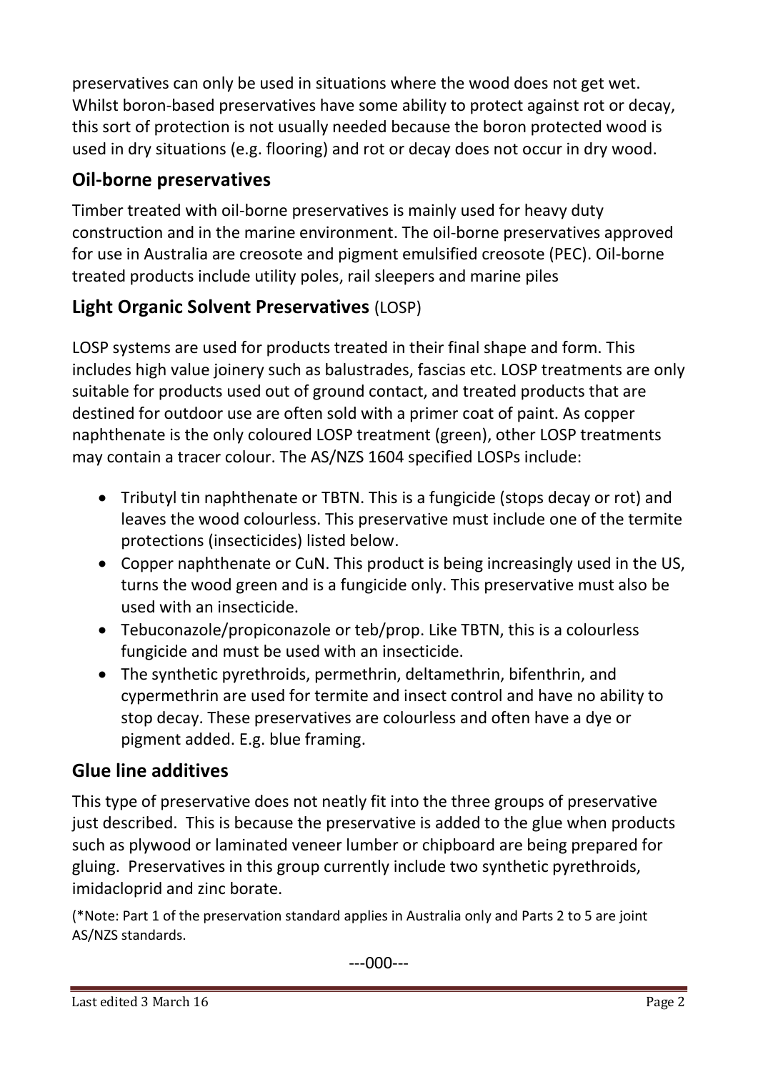preservatives can only be used in situations where the wood does not get wet. Whilst boron-based preservatives have some ability to protect against rot or decay, this sort of protection is not usually needed because the boron protected wood is used in dry situations (e.g. flooring) and rot or decay does not occur in dry wood.

## Oil-borne preservatives

Timber treated with oil-borne preservatives is mainly used for heavy duty construction and in the marine environment. The oil-borne preservatives approved for use in Australia are creosote and pigment emulsified creosote (PEC). Oil-borne treated products include utility poles, rail sleepers and marine piles

## Light Organic Solvent Preservatives (LOSP)

LOSP systems are used for products treated in their final shape and form. This includes high value joinery such as balustrades, fascias etc. LOSP treatments are only suitable for products used out of ground contact, and treated products that are destined for outdoor use are often sold with a primer coat of paint. As copper naphthenate is the only coloured LOSP treatment (green), other LOSP treatments may contain a tracer colour. The AS/NZS 1604 specified LOSPs include:

- Tributyl tin naphthenate or TBTN. This is a fungicide (stops decay or rot) and leaves the wood colourless. This preservative must include one of the termite protections (insecticides) listed below.
- Copper naphthenate or CuN. This product is being increasingly used in the US, turns the wood green and is a fungicide only. This preservative must also be used with an insecticide.
- Tebuconazole/propiconazole or teb/prop. Like TBTN, this is a colourless fungicide and must be used with an insecticide.
- The synthetic pyrethroids, permethrin, deltamethrin, bifenthrin, and cypermethrin are used for termite and insect control and have no ability to stop decay. These preservatives are colourless and often have a dye or pigment added. E.g. blue framing.

## Glue line additives

This type of preservative does not neatly fit into the three groups of preservative just described. This is because the preservative is added to the glue when products such as plywood or laminated veneer lumber or chipboard are being prepared for gluing. Preservatives in this group currently include two synthetic pyrethroids, imidacloprid and zinc borate.

(*Note: Part 1 of the preservation standard applies in Australia only and Parts 2 to 5 are joint AS/NZS standards.

---000---